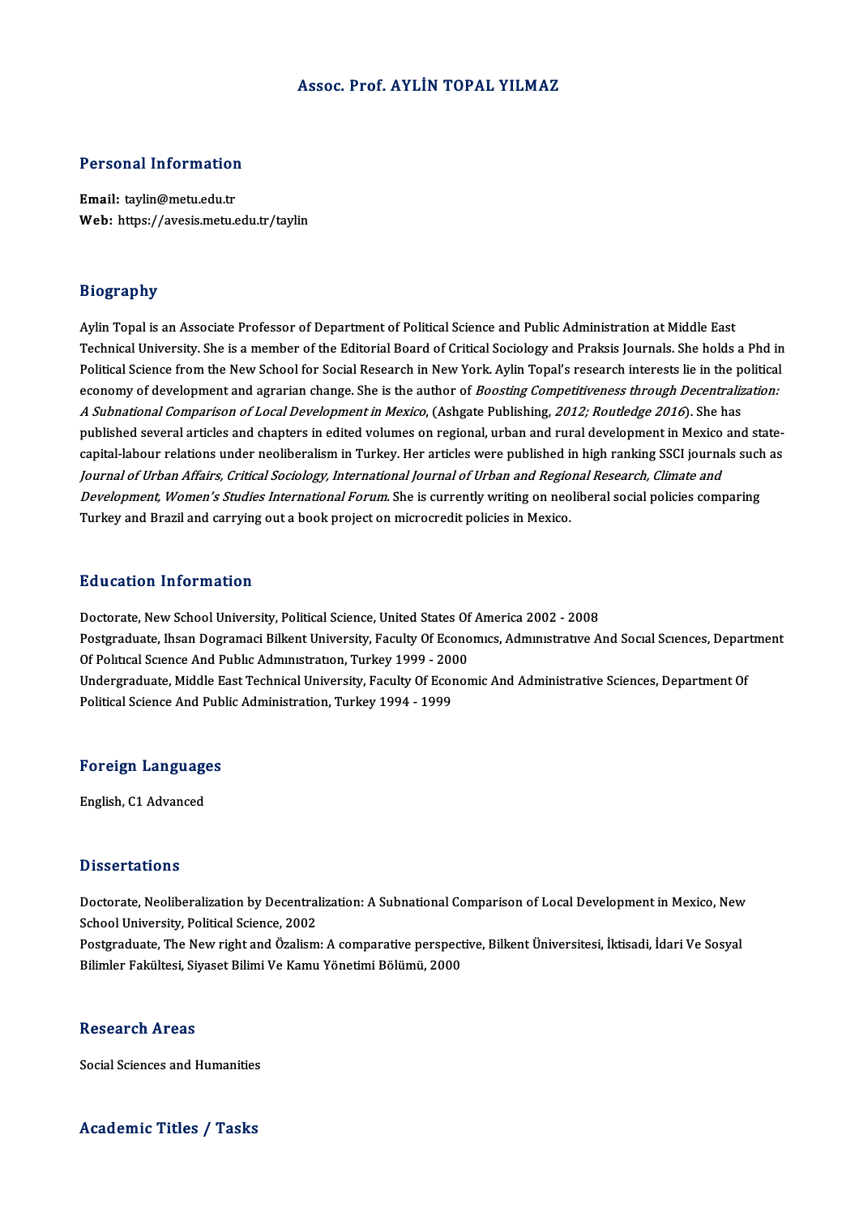# Assoc. Prof. AYLİN TOPAL YILMAZ

## Personal Information

**Email:** taylin@metu.edu.tr
**Web:** https://avesis.metu.edu.tr/taylin

## Biography

Aylin Topal is an Associate Professor of Department of Political Science and Public Administration at Middle East Technical University. She is a member of the Editorial Board of Critical Sociology and Praksis Journals. She holds a Phd in Political Science from the New School for Social Research in New York. Aylin Topal's research interests lie in the political economy of development and agrarian change. She is the author of *Boosting Competitiveness through Decentralization: A Subnational Comparison of Local Development in Mexico*, (Ashgate Publishing, *2012; Routledge 2016*). She has published several articles and chapters in edited volumes on regional, urban and rural development in Mexico and state-capital-labour relations under neoliberalism in Turkey. Her articles were published in high ranking SSCI journals such as *Journal of Urban Affairs, Critical Sociology, International Journal of Urban and Regional Research, Climate and Development, Women's Studies International Forum*. She is currently writing on neoliberal social policies comparing Turkey and Brazil and carrying out a book project on microcredit policies in Mexico.

## Education Information

Doctorate, New School University, Political Science, United States Of America 2002 - 2008
Postgraduate, Ihsan Dogramaci Bilkent University, Faculty Of Economıcs, Admınıstratıve And Socıal Scıences, Department Of Polıtıcal Scıence And Publıc Admınıstratıon, Turkey 1999 - 2000
Undergraduate, Middle East Technical University, Faculty Of Economic And Administrative Sciences, Department Of Political Science And Public Administration, Turkey 1994 - 1999

## Foreign Languages

English, C1 Advanced

## Dissertations

Doctorate, Neoliberalization by Decentralization: A Subnational Comparison of Local Development in Mexico, New School University, Political Science, 2002
Postgraduate, The New right and Özalism: A comparative perspective, Bilkent Üniversitesi, İktisadi, İdari Ve Sosyal Bilimler Fakültesi, Siyaset Bilimi Ve Kamu Yönetimi Bölümü, 2000

## Research Areas

Social Sciences and Humanities

## Academic Titles / Tasks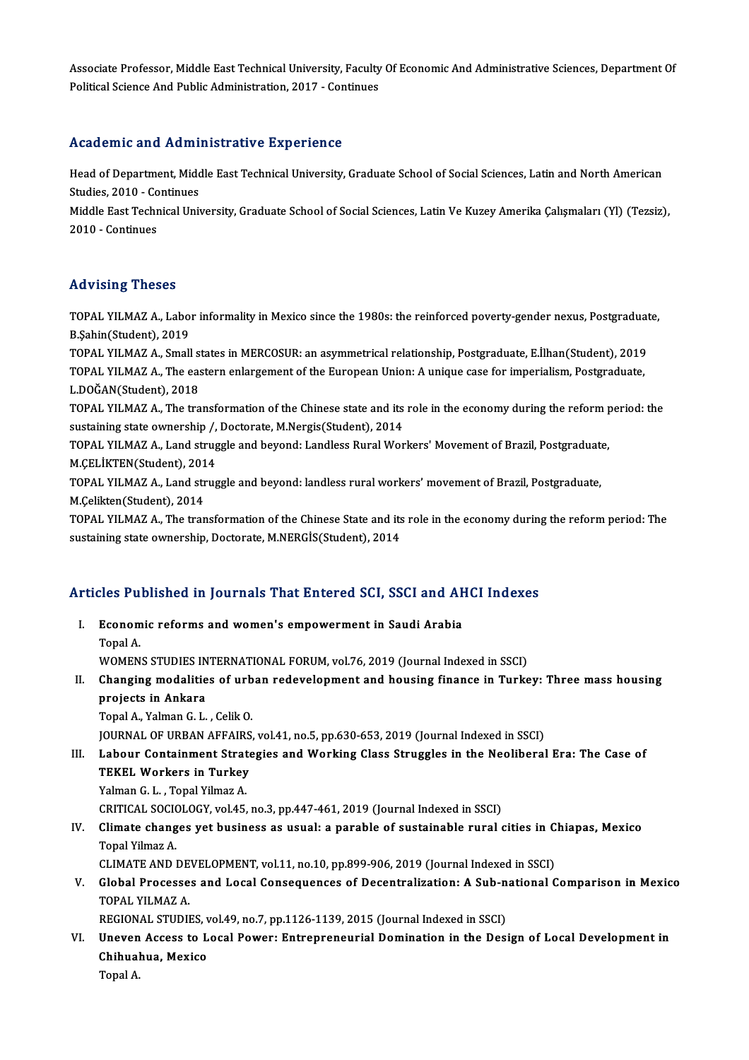Associate Professor, Middle East Technical University, Faculty Of Economic And Administrative Sciences, Department Of Political Science And Public Administration, 2017 - Continues

## Academic and Administrative Experience

Head of Department, Middle East Technical University, Graduate School of Social Sciences, Latin and North American Studies, 2010 - Continues

Middle East Technical University, Graduate School of Social Sciences, Latin Ve Kuzey Amerika Çalışmaları (Yl) (Tezsiz), 2010 - Continues

## Advising Theses

TOPAL YILMAZ A., Labor informality in Mexico since the 1980s: the reinforced poverty-gender nexus, Postgraduate, B.Şahin(Student), 2019

TOPAL YILMAZ A., Small states in MERCOSUR: an asymmetrical relationship, Postgraduate, E.İlhan(Student), 2019

TOPAL YILMAZ A., The eastern enlargement of the European Union: A unique case for imperialism, Postgraduate, L.DOĞAN(Student), 2018

TOPAL YILMAZ A., The transformation of the Chinese state and its role in the economy during the reform period: the sustaining state ownership /, Doctorate, M.Nergis(Student), 2014

TOPAL YILMAZ A., Land struggle and beyond: Landless Rural Workers' Movement of Brazil, Postgraduate, M.ÇELİKTEN(Student), 2014

TOPAL YILMAZ A., Land struggle and beyond: landless rural workers' movement of Brazil, Postgraduate, M.Çelikten(Student), 2014

TOPAL YILMAZ A., The transformation of the Chinese State and its role in the economy during the reform period: The sustaining state ownership, Doctorate, M.NERGİS(Student), 2014

## Articles Published in Journals That Entered SCI, SSCI and AHCI Indexes

I. **Economic reforms and women's empowerment in Saudi Arabia**
   Topal A.
   WOMENS STUDIES INTERNATIONAL FORUM, vol.76, 2019 (Journal Indexed in SSCI)

II. **Changing modalities of urban redevelopment and housing finance in Turkey: Three mass housing projects in Ankara**
   Topal A., Yalman G. L. , Celik O.
   JOURNAL OF URBAN AFFAIRS, vol.41, no.5, pp.630-653, 2019 (Journal Indexed in SSCI)

III. **Labour Containment Strategies and Working Class Struggles in the Neoliberal Era: The Case of TEKEL Workers in Turkey**
   Yalman G. L. , Topal Yilmaz A.
   CRITICAL SOCIOLOGY, vol.45, no.3, pp.447-461, 2019 (Journal Indexed in SSCI)

IV. **Climate changes yet business as usual: a parable of sustainable rural cities in Chiapas, Mexico**
   Topal Yilmaz A.
   CLIMATE AND DEVELOPMENT, vol.11, no.10, pp.899-906, 2019 (Journal Indexed in SSCI)

V. **Global Processes and Local Consequences of Decentralization: A Sub-national Comparison in Mexico**
   TOPAL YILMAZ A.
   REGIONAL STUDIES, vol.49, no.7, pp.1126-1139, 2015 (Journal Indexed in SSCI)

VI. **Uneven Access to Local Power: Entrepreneurial Domination in the Design of Local Development in Chihuahua, Mexico**
   Topal A.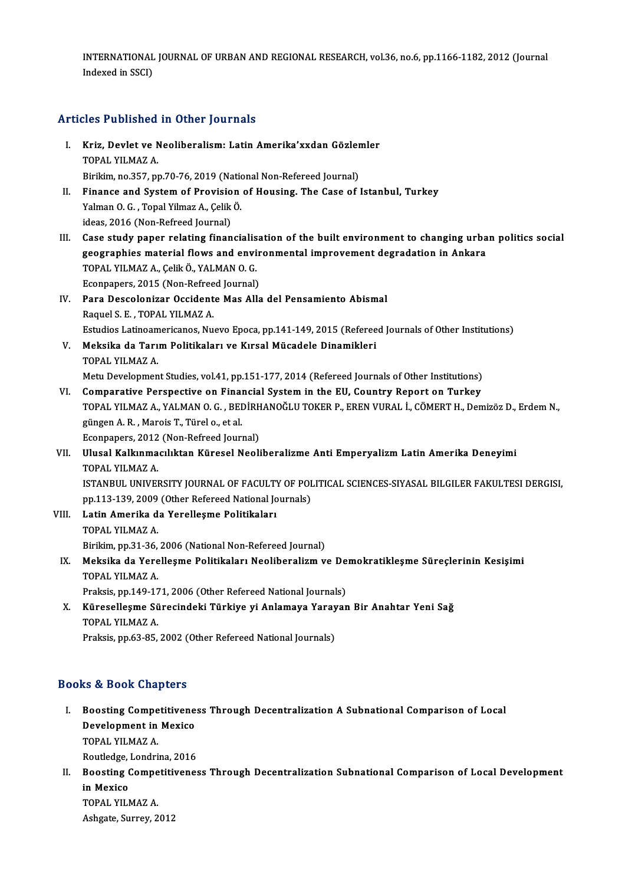INTERNATIONAL JOURNAL OF URBAN AND REGIONAL RESEARCH, vol.36, no.6, pp.1166-1182, 2012 (Journal Indexed in SSCI)

## Articles Published in Other Journals

I. **Kriz, Devlet ve Neoliberalism: Latin Amerika'xxdan Gözlemler**
   TOPAL YILMAZ A.
   Birikim, no.357, pp.70-76, 2019 (National Non-Refereed Journal)

II. **Finance and System of Provision of Housing. The Case of Istanbul, Turkey**
   Yalman O. G. , Topal Yilmaz A., Çelik Ö.
   ideas, 2016 (Non-Refreed Journal)

III. **Case study paper relating financialisation of the built environment to changing urban politics social geographies material flows and environmental improvement degradation in Ankara**
   TOPAL YILMAZ A., Çelik Ö., YALMAN O. G.
   Econpapers, 2015 (Non-Refreed Journal)

IV. **Para Descolonizar Occidente Mas Alla del Pensamiento Abismal**
   Raquel S. E. , TOPAL YILMAZ A.
   Estudios Latinoamericanos, Nuevo Epoca, pp.141-149, 2015 (Refereed Journals of Other Institutions)

V. **Meksika da Tarım Politikaları ve Kırsal Mücadele Dinamikleri**
   TOPAL YILMAZ A.
   Metu Development Studies, vol.41, pp.151-177, 2014 (Refereed Journals of Other Institutions)

VI. **Comparative Perspective on Financial System in the EU, Country Report on Turkey**
   TOPAL YILMAZ A., YALMAN O. G. , BEDİRHANOĞLU TOKER P., EREN VURAL İ., CÖMERT H., Demizöz D., Erdem N., güngen A. R. , Marois T., Türel o., et al.
   Econpapers, 2012 (Non-Refreed Journal)

VII. **Ulusal Kalkınmacılıktan Küresel Neoliberalizme Anti Emperyalizm Latin Amerika Deneyimi**
   TOPAL YILMAZ A.
   ISTANBUL UNIVERSITY JOURNAL OF FACULTY OF POLITICAL SCIENCES-SIYASAL BILGILER FAKULTESI DERGISI, pp.113-139, 2009 (Other Refereed National Journals)

VIII. **Latin Amerika da Yerelleşme Politikaları**
   TOPAL YILMAZ A.
   Birikim, pp.31-36, 2006 (National Non-Refereed Journal)

IX. **Meksika da Yerelleşme Politikaları Neoliberalizm ve Demokratikleşme Süreçlerinin Kesişimi**
   TOPAL YILMAZ A.
   Praksis, pp.149-171, 2006 (Other Refereed National Journals)

X. **Küreselleşme Sürecindeki Türkiye yi Anlamaya Yarayan Bir Anahtar Yeni Sağ**
   TOPAL YILMAZ A.
   Praksis, pp.63-85, 2002 (Other Refereed National Journals)

## Books & Book Chapters

I. **Boosting Competitiveness Through Decentralization A Subnational Comparison of Local Development in Mexico**
   TOPAL YILMAZ A.
   Routledge, Londrina, 2016

II. **Boosting Competitiveness Through Decentralization Subnational Comparison of Local Development in Mexico**
   TOPAL YILMAZ A.
   Ashgate, Surrey, 2012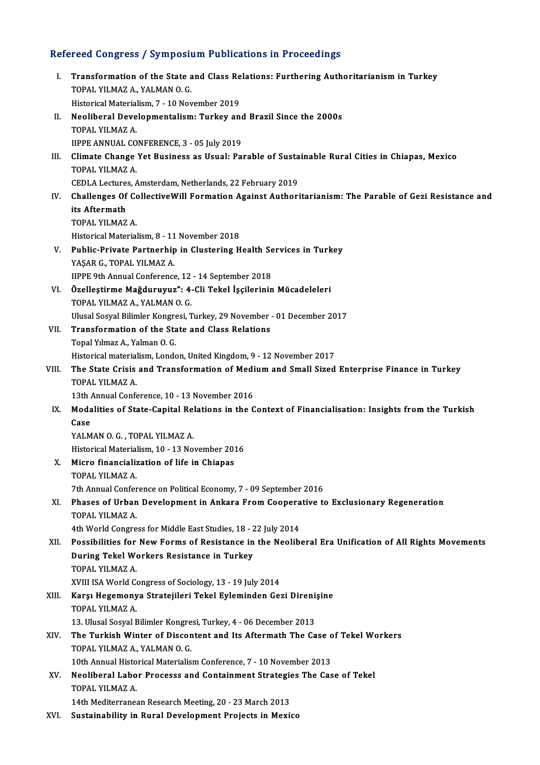## Refereed Congress / Symposium Publications in Proceedings

I. **Transformation of the State and Class Relations: Furthering Authoritarianism in Turkey**
   TOPAL YILMAZ A., YALMAN O. G.
   Historical Materialism, 7 - 10 November 2019

II. **Neoliberal Developmentalism: Turkey and Brazil Since the 2000s**
   TOPAL YILMAZ A.
   IIPPE ANNUAL CONFERENCE, 3 - 05 July 2019

III. **Climate Change Yet Business as Usual: Parable of Sustainable Rural Cities in Chiapas, Mexico**
   TOPAL YILMAZ A.
   CEDLA Lectures, Amsterdam, Netherlands, 22 February 2019

IV. **Challenges Of CollectiveWill Formation Against Authoritarianism: The Parable of Gezi Resistance and its Aftermath**
   TOPAL YILMAZ A.
   Historical Materialism, 8 - 11 November 2018

V. **Public-Private Partnerhip in Clustering Health Services in Turkey**
   YAŞAR G., TOPAL YILMAZ A.
   IIPPE 9th Annual Conference, 12 - 14 September 2018

VI. **Özelleştirme Mağduruyuz": 4-Cli Tekel İşçilerinin Mücadeleleri**
   TOPAL YILMAZ A., YALMAN O. G.
   Ulusal Sosyal Bilimler Kongresi, Turkey, 29 November - 01 December 2017

VII. **Transformation of the State and Class Relations**
   Topal Yılmaz A., Yalman O. G.
   Historical materialism, London, United Kingdom, 9 - 12 November 2017

VIII. **The State Crisis and Transformation of Medium and Small Sized Enterprise Finance in Turkey**
   TOPAL YILMAZ A.
   13th Annual Conference, 10 - 13 November 2016

IX. **Modalities of State-Capital Relations in the Context of Financialisation: Insights from the Turkish Case**
   YALMAN O. G. , TOPAL YILMAZ A.
   Historical Materialism, 10 - 13 November 2016

X. **Micro financialization of life in Chiapas**
   TOPAL YILMAZ A.
   7th Annual Conference on Political Economy, 7 - 09 September 2016

XI. **Phases of Urban Development in Ankara From Cooperative to Exclusionary Regeneration**
   TOPAL YILMAZ A.
   4th World Congress for Middle East Studies, 18 - 22 July 2014

XII. **Possibilities for New Forms of Resistance in the Neoliberal Era Unification of All Rights Movements During Tekel Workers Resistance in Turkey**
   TOPAL YILMAZ A.
   XVIII ISA World Congress of Sociology, 13 - 19 July 2014

XIII. **Karşı Hegemonya Stratejileri Tekel Eyleminden Gezi Direnişine**
   TOPAL YILMAZ A.
   13. Ulusal Sosyal Bilimler Kongresi, Turkey, 4 - 06 December 2013

XIV. **The Turkish Winter of Discontent and Its Aftermath The Case of Tekel Workers**
   TOPAL YILMAZ A., YALMAN O. G.
   10th Annual Historical Materialism Conference, 7 - 10 November 2013

XV. **Neoliberal Labor Processs and Containment Strategies The Case of Tekel**
   TOPAL YILMAZ A.
   14th Mediterranean Research Meeting, 20 - 23 March 2013

XVI. **Sustainability in Rural Development Projects in Mexico**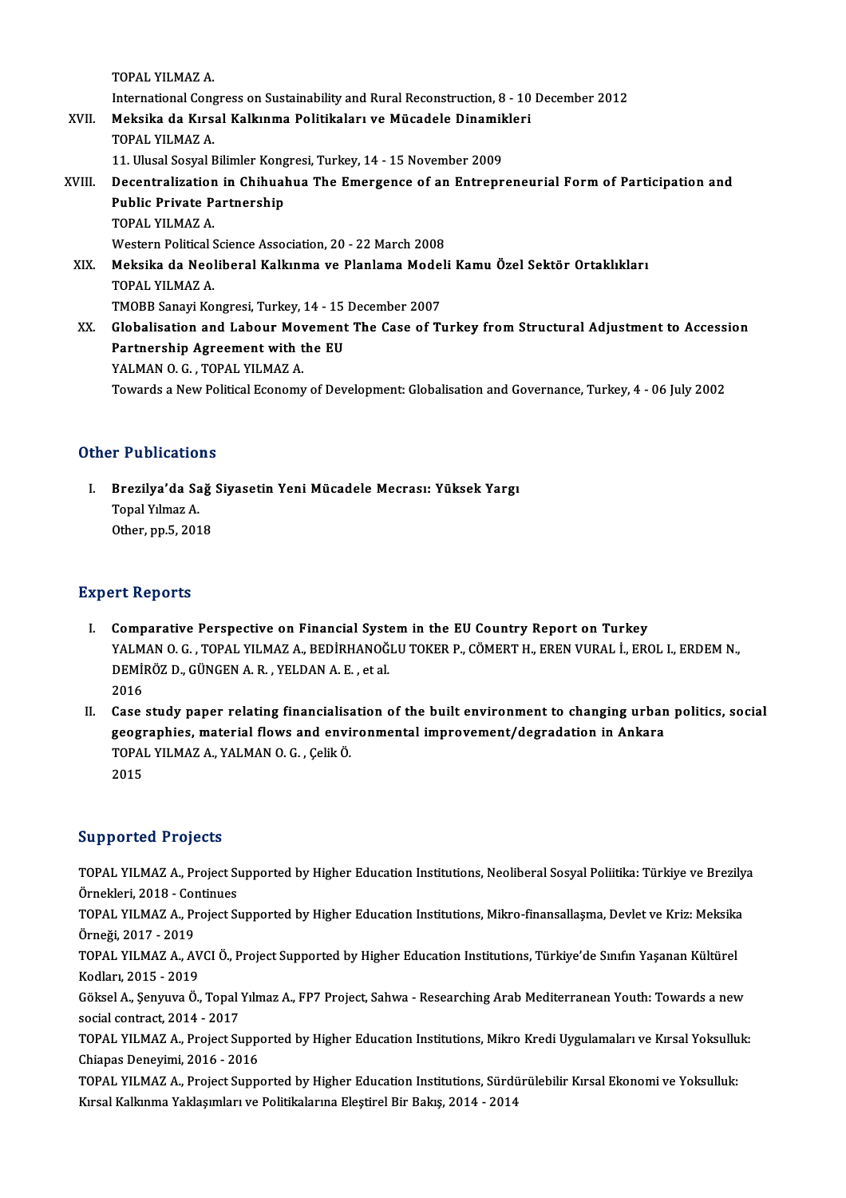TOPAL YILMAZ A.
International Congress on Sustainability and Rural Reconstruction, 8 - 10 December 2012

XVII. **Meksika da Kırsal Kalkınma Politikaları ve Mücadele Dinamikleri**
TOPAL YILMAZ A.
11. Ulusal Sosyal Bilimler Kongresi, Turkey, 14 - 15 November 2009

XVIII. **Decentralization in Chihuahua The Emergence of an Entrepreneurial Form of Participation and Public Private Partnership**
TOPAL YILMAZ A.
Western Political Science Association, 20 - 22 March 2008

XIX. **Meksika da Neoliberal Kalkınma ve Planlama Modeli Kamu Özel Sektör Ortaklıkları**
TOPAL YILMAZ A.
TMOBB Sanayi Kongresi, Turkey, 14 - 15 December 2007

XX. **Globalisation and Labour Movement The Case of Turkey from Structural Adjustment to Accession Partnership Agreement with the EU**
YALMAN O. G. , TOPAL YILMAZ A.
Towards a New Political Economy of Development: Globalisation and Governance, Turkey, 4 - 06 July 2002

## Other Publications

I. **Brezilya'da Sağ Siyasetin Yeni Mücadele Mecrası: Yüksek Yargı**
Topal Yılmaz A.
Other, pp.5, 2018

## Expert Reports

I. **Comparative Perspective on Financial System in the EU Country Report on Turkey**
YALMAN O. G. , TOPAL YILMAZ A., BEDİRHANOĞLU TOKER P., CÖMERT H., EREN VURAL İ., EROL I., ERDEM N., DEMİRÖZ D., GÜNGEN A. R. , YELDAN A. E. , et al.
2016

II. **Case study paper relating financialisation of the built environment to changing urban politics, social geographies, material flows and environmental improvement/degradation in Ankara**
TOPAL YILMAZ A., YALMAN O. G. , Çelik Ö.
2015

## Supported Projects

TOPAL YILMAZ A., Project Supported by Higher Education Institutions, Neoliberal Sosyal Poliitika: Türkiye ve Brezilya Örnekleri, 2018 - Continues

TOPAL YILMAZ A., Project Supported by Higher Education Institutions, Mikro-finansallaşma, Devlet ve Kriz: Meksika Örneği, 2017 - 2019

TOPAL YILMAZ A., AVCI Ö., Project Supported by Higher Education Institutions, Türkiye'de Sınıfın Yaşanan Kültürel Kodları, 2015 - 2019

Göksel A., Şenyuva Ö., Topal Yılmaz A., FP7 Project, Sahwa - Researching Arab Mediterranean Youth: Towards a new social contract, 2014 - 2017

TOPAL YILMAZ A., Project Supported by Higher Education Institutions, Mikro Kredi Uygulamaları ve Kırsal Yoksulluk: Chiapas Deneyimi, 2016 - 2016

TOPAL YILMAZ A., Project Supported by Higher Education Institutions, Sürdürülebilir Kırsal Ekonomi ve Yoksulluk: Kırsal Kalkınma Yaklaşımları ve Politikalarına Eleştirel Bir Bakış, 2014 - 2014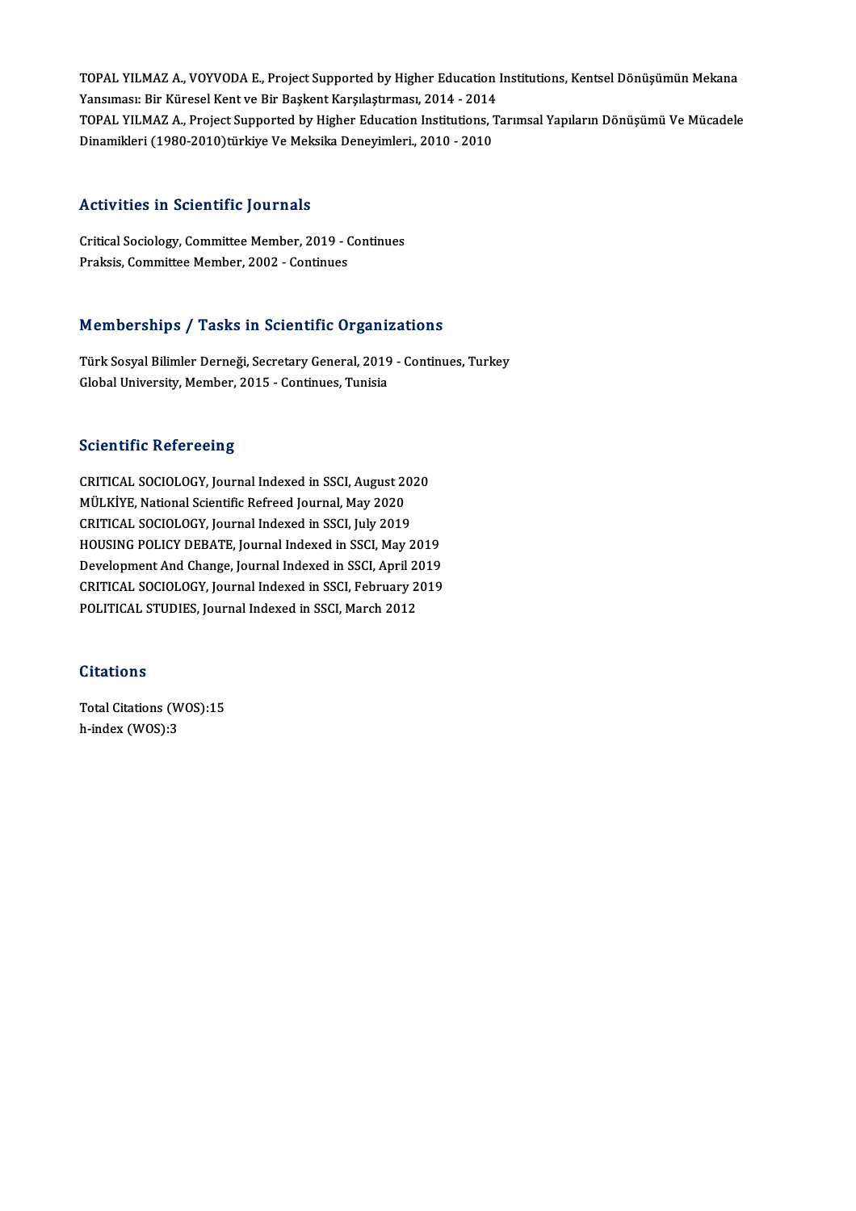TOPAL YILMAZ A., VOYVODA E., Project Supported by Higher Education Institutions, Kentsel Dönüşümün Mekana Yansıması: Bir Küresel Kent ve Bir Başkent Karşılaştırması, 2014 - 2014

TOPAL YILMAZ A., Project Supported by Higher Education Institutions, Tarımsal Yapıların Dönüşümü Ve Mücadele Dinamikleri (1980-2010)türkiye Ve Meksika Deneyimleri., 2010 - 2010

## Activities in Scientific Journals

Critical Sociology, Committee Member, 2019 - Continues

Praksis, Committee Member, 2002 - Continues

## Memberships / Tasks in Scientific Organizations

Türk Sosyal Bilimler Derneği, Secretary General, 2019 - Continues, Turkey

Global University, Member, 2015 - Continues, Tunisia

## Scientific Refereeing

CRITICAL SOCIOLOGY, Journal Indexed in SSCI, August 2020

MÜLKİYE, National Scientific Refreed Journal, May 2020

CRITICAL SOCIOLOGY, Journal Indexed in SSCI, July 2019

HOUSING POLICY DEBATE, Journal Indexed in SSCI, May 2019

Development And Change, Journal Indexed in SSCI, April 2019

CRITICAL SOCIOLOGY, Journal Indexed in SSCI, February 2019

POLITICAL STUDIES, Journal Indexed in SSCI, March 2012

## Citations

Total Citations (WOS):15

h-index (WOS):3